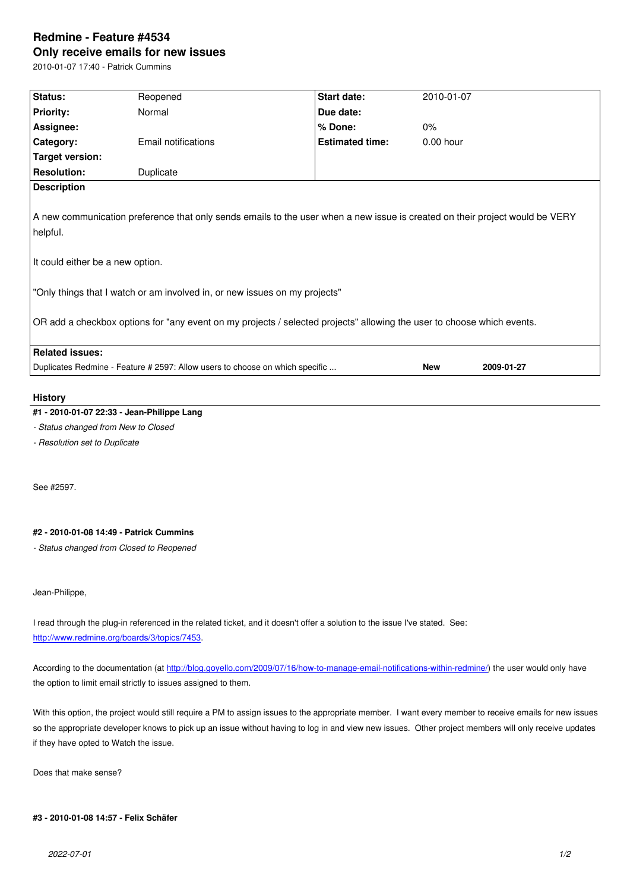# Redmine - Feature #4534

## Only receive emails for new issues

2010-01-07 17:40 - Patrick Cummins

| | | | |
|---|---|---|---|
| **Status:** | Reopened | **Start date:** | 2010-01-07 |
| **Priority:** | Normal | **Due date:** | |
| **Assignee:** | | **% Done:** | 0% |
| **Category:** | Email notifications | **Estimated time:** | 0.00 hour |
| **Target version:** | | | |
| **Resolution:** | Duplicate | | |

**Description**

A new communication preference that only sends emails to the user when a new issue is created on their project would be VERY helpful.

It could either be a new option.

"Only things that I watch or am involved in, or new issues on my projects"

OR add a checkbox options for "any event on my projects / selected projects" allowing the user to choose which events.

**Related issues:**

| | | |
|---|---|---|
| Duplicates Redmine - Feature # 2597: Allow users to choose on which specific ... | **New** | **2009-01-27** |

### History

**#1 - 2010-01-07 22:33 - Jean-Philippe Lang**

*- Status changed from New to Closed*

*- Resolution set to Duplicate*

See #2597.

**#2 - 2010-01-08 14:49 - Patrick Cummins**

*- Status changed from Closed to Reopened*

Jean-Philippe,

I read through the plug-in referenced in the related ticket, and it doesn't offer a solution to the issue I've stated. See: http://www.redmine.org/boards/3/topics/7453.

According to the documentation (at http://blog.goyello.com/2009/07/16/how-to-manage-email-notifications-within-redmine/) the user would only have the option to limit email strictly to issues assigned to them.

With this option, the project would still require a PM to assign issues to the appropriate member. I want every member to receive emails for new issues so the appropriate developer knows to pick up an issue without having to log in and view new issues. Other project members will only receive updates if they have opted to Watch the issue.

Does that make sense?

**#3 - 2010-01-08 14:57 - Felix Schäfer**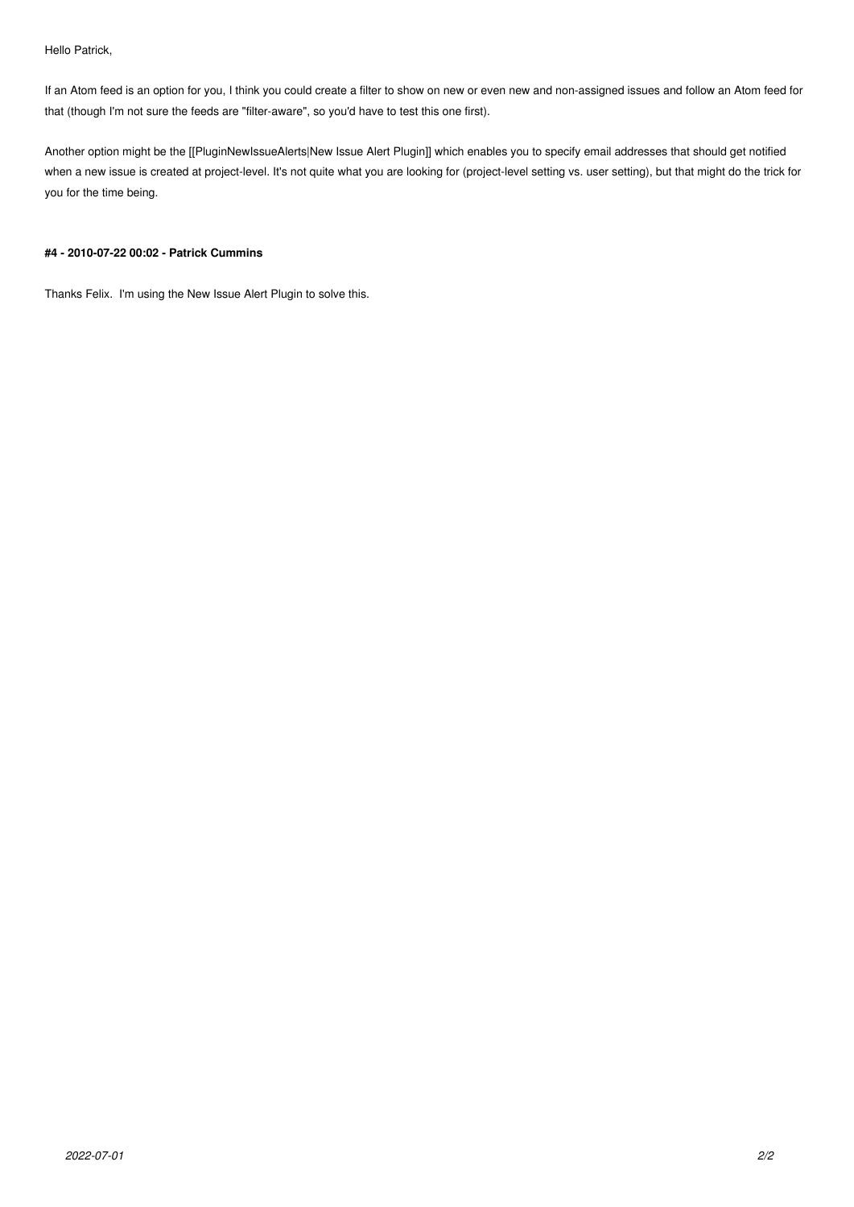Hello Patrick,

If an Atom feed is an option for you, I think you could create a filter to show on new or even new and non-assigned issues and follow an Atom feed for that (though I'm not sure the feeds are "filter-aware", so you'd have to test this one first).

Another option might be the [[PluginNewIssueAlerts|New Issue Alert Plugin]] which enables you to specify email addresses that should get notified when a new issue is created at project-level. It's not quite what you are looking for (project-level setting vs. user setting), but that might do the trick for you for the time being.

**#4 - 2010-07-22 00:02 - Patrick Cummins**

Thanks Felix.  I'm using the New Issue Alert Plugin to solve this.